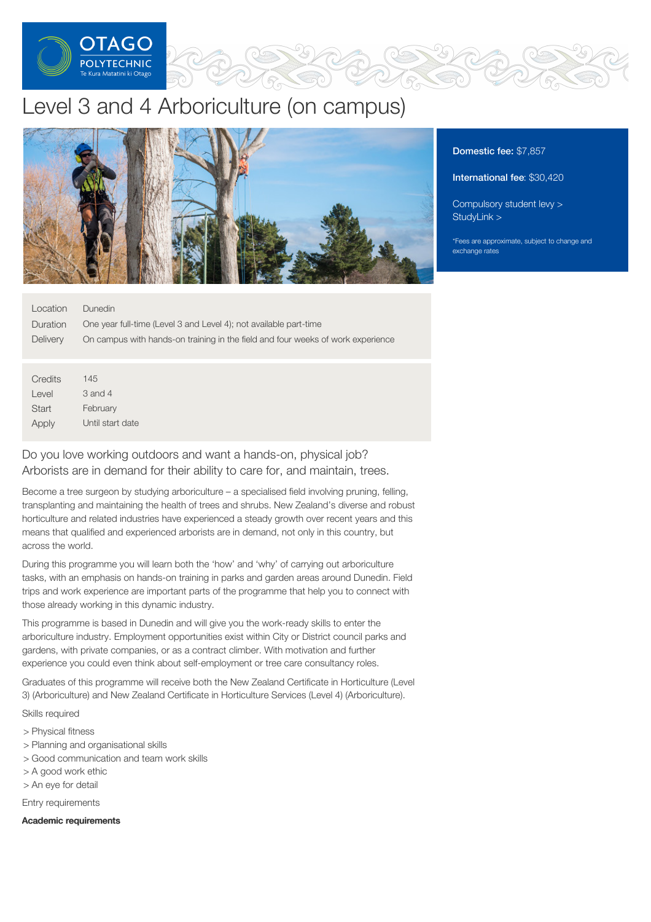# Level 3 and 4 Arboriculture (on campus)

**Domestic fee:** $7,857

**International fee:** $30,420

Compulsory student levy >
StudyLink >

*Fees are approximate, subject to change and exchange rates

| | |
|---|---|
| Location | Dunedin |
| Duration | One year full-time (Level 3 and Level 4); not available part-time |
| Delivery | On campus with hands-on training in the field and four weeks of work experience |

| | |
|---|---|
| Credits | 145 |
| Level | 3 and 4 |
| Start | February |
| Apply | Until start date |

## Do you love working outdoors and want a hands-on, physical job? Arborists are in demand for their ability to care for, and maintain, trees.

Become a tree surgeon by studying arboriculture – a specialised field involving pruning, felling, transplanting and maintaining the health of trees and shrubs. New Zealand's diverse and robust horticulture and related industries have experienced a steady growth over recent years and this means that qualified and experienced arborists are in demand, not only in this country, but across the world.

During this programme you will learn both the 'how' and 'why' of carrying out arboriculture tasks, with an emphasis on hands-on training in parks and garden areas around Dunedin. Field trips and work experience are important parts of the programme that help you to connect with those already working in this dynamic industry.

This programme is based in Dunedin and will give you the work-ready skills to enter the arboriculture industry. Employment opportunities exist within City or District council parks and gardens, with private companies, or as a contract climber. With motivation and further experience you could even think about self-employment or tree care consultancy roles.

Graduates of this programme will receive both the New Zealand Certificate in Horticulture (Level 3) (Arboriculture) and New Zealand Certificate in Horticulture Services (Level 4) (Arboriculture).

Skills required

- Physical fitness
- Planning and organisational skills
- Good communication and team work skills
- A good work ethic
- An eye for detail

Entry requirements

**Academic requirements**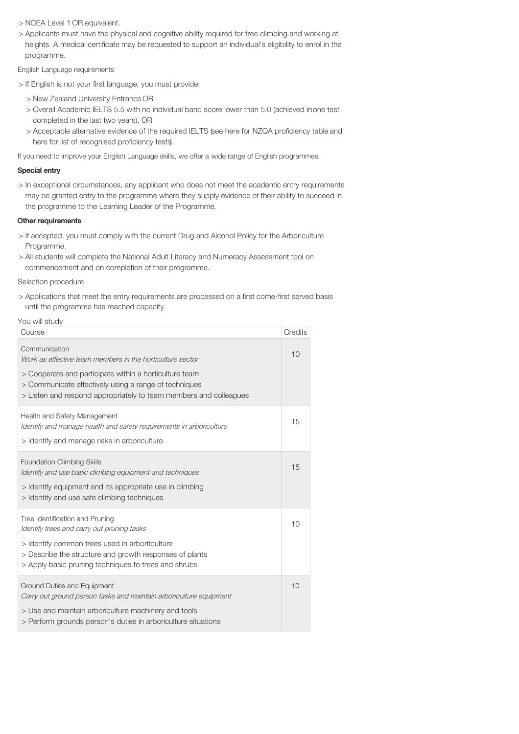> NCEA Level 1 OR equivalent.

> Applicants must have the physical and cognitive ability required for tree climbing and working at heights. A medical certificate may be requested to support an individual's eligibility to enrol in the programme.

English Language requirements

> If English is not your first language, you must provide:

> New Zealand University Entrance OR

> Overall Academic IELTS 5.5 with no individual band score lower than 5.0 (achieved in one test completed in the last two years), OR

> Acceptable alternative evidence of the required IELTS (see here for NZQA proficiency table and here for list of recognised proficiency tests).

If you need to improve your English Language skills, we offer a wide range of English programmes.

**Special entry**

> In exceptional circumstances, any applicant who does not meet the academic entry requirements may be granted entry to the programme where they supply evidence of their ability to succeed in the programme to the Learning Leader of the Programme.

**Other requirements**

> If accepted, you must comply with the current Drug and Alcohol Policy for the Arboriculture Programme.

> All students will complete the National Adult Literacy and Numeracy Assessment tool on commencement and on completion of their programme.

Selection procedure

> Applications that meet the entry requirements are processed on a first come-first served basis until the programme has reached capacity.

You will study

| Course | Credits |
|---|---|
| Communication<br>*Work as effective team members in the horticulture sector*<br>> Cooperate and participate within a horticulture team<br>> Communicate effectively using a range of techniques<br>> Listen and respond appropriately to team members and colleagues | 10 |
| Health and Safety Management<br>*Identify and manage health and safety requirements in arboriculture*<br>> Identify and manage risks in arboriculture | 15 |
| Foundation Climbing Skills<br>*Identify and use basic climbing equipment and techniques*<br>> Identify equipment and its appropriate use in climbing<br>> Identify and use safe climbing techniques | 15 |
| Tree Identification and Pruning<br>*Identify trees and carry out pruning tasks*<br>> Identify common trees used in arboritculture<br>> Describe the structure and growth responses of plants<br>> Apply basic pruning techniques to trees and shrubs | 10 |
| Ground Duties and Equipment<br>*Carry out ground person tasks and maintain arboriculture equipment*<br>> Use and maintain arboriculture machinery and tools<br>> Perform grounds person's duties in arboriculture situations | 10 |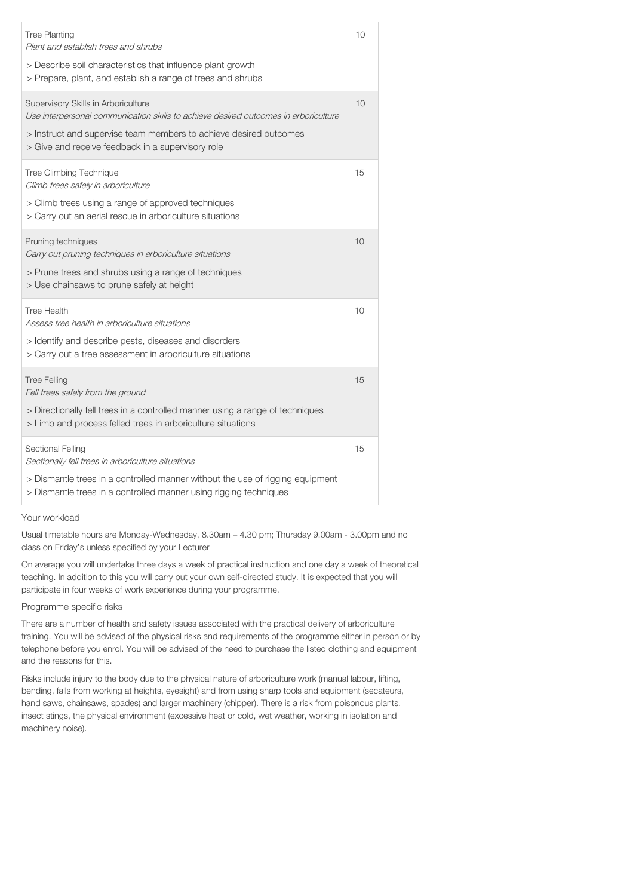| | |
|---|---|
| Tree Planting<br>*Plant and establish trees and shrubs*<br>> Describe soil characteristics that influence plant growth<br>> Prepare, plant, and establish a range of trees and shrubs | 10 |
| Supervisory Skills in Arboriculture<br>*Use interpersonal communication skills to achieve desired outcomes in arboriculture*<br>> Instruct and supervise team members to achieve desired outcomes<br>> Give and receive feedback in a supervisory role | 10 |
| Tree Climbing Technique<br>*Climb trees safely in arboriculture*<br>> Climb trees using a range of approved techniques<br>> Carry out an aerial rescue in arboriculture situations | 15 |
| Pruning techniques<br>*Carry out pruning techniques in arboriculture situations*<br>> Prune trees and shrubs using a range of techniques<br>> Use chainsaws to prune safely at height | 10 |
| Tree Health<br>*Assess tree health in arboriculture situations*<br>> Identify and describe pests, diseases and disorders<br>> Carry out a tree assessment in arboriculture situations | 10 |
| Tree Felling<br>*Fell trees safely from the ground*<br>> Directionally fell trees in a controlled manner using a range of techniques<br>> Limb and process felled trees in arboriculture situations | 15 |
| Sectional Felling<br>*Sectionally fell trees in arboriculture situations*<br>> Dismantle trees in a controlled manner without the use of rigging equipment<br>> Dismantle trees in a controlled manner using rigging techniques | 15 |

## Your workload

Usual timetable hours are Monday-Wednesday, 8.30am – 4.30 pm; Thursday 9.00am - 3.00pm and no class on Friday's unless specified by your Lecturer

On average you will undertake three days a week of practical instruction and one day a week of theoretical teaching. In addition to this you will carry out your own self-directed study. It is expected that you will participate in four weeks of work experience during your programme.

## Programme specific risks

There are a number of health and safety issues associated with the practical delivery of arboriculture training. You will be advised of the physical risks and requirements of the programme either in person or by telephone before you enrol. You will be advised of the need to purchase the listed clothing and equipment and the reasons for this.

Risks include injury to the body due to the physical nature of arboriculture work (manual labour, lifting, bending, falls from working at heights, eyesight) and from using sharp tools and equipment (secateurs, hand saws, chainsaws, spades) and larger machinery (chipper). There is a risk from poisonous plants, insect stings, the physical environment (excessive heat or cold, wet weather, working in isolation and machinery noise).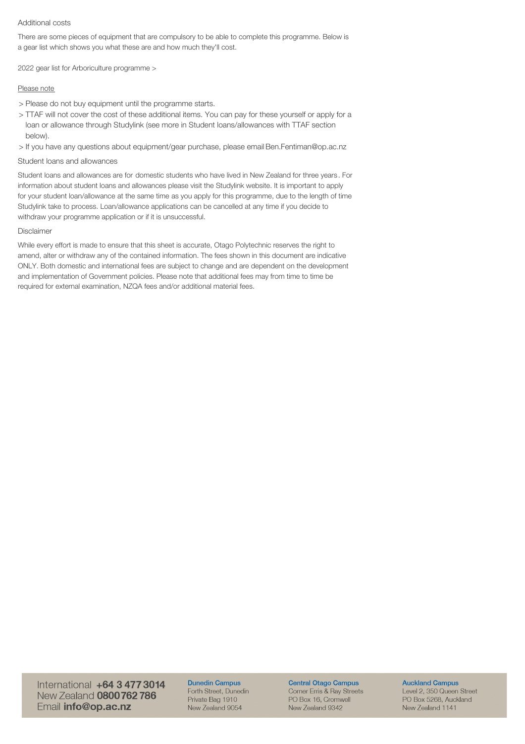## Additional costs

There are some pieces of equipment that are compulsory to be able to complete this programme. Below is a gear list which shows you what these are and how much they'll cost.

2022 gear list for Arboriculture programme >

Please note

> Please do not buy equipment until the programme starts.
> TTAF will not cover the cost of these additional items. You can pay for these yourself or apply for a loan or allowance through Studylink (see more in Student loans/allowances with TTAF section below).
> If you have any questions about equipment/gear purchase, please email Ben.Fentiman@op.ac.nz

## Student loans and allowances

Student loans and allowances are for domestic students who have lived in New Zealand for three years. For information about student loans and allowances please visit the Studylink website. It is important to apply for your student loan/allowance at the same time as you apply for this programme, due to the length of time Studylink take to process. Loan/allowance applications can be cancelled at any time if you decide to withdraw your programme application or if it is unsuccessful.

## Disclaimer

While every effort is made to ensure that this sheet is accurate, Otago Polytechnic reserves the right to amend, alter or withdraw any of the contained information. The fees shown in this document are indicative ONLY. Both domestic and international fees are subject to change and are dependent on the development and implementation of Government policies. Please note that additional fees may from time to time be required for external examination, NZQA fees and/or additional material fees.

International **+64 3 477 3014**
New Zealand **0800 762 786**
Email **info@op.ac.nz**

**Dunedin Campus**
Forth Street, Dunedin
Private Bag 1910
New Zealand 9054

**Central Otago Campus**
Corner Erris & Ray Streets
PO Box 16, Cromwell
New Zealand 9342

**Auckland Campus**
Level 2, 350 Queen Street
PO Box 5268, Auckland
New Zealand 1141